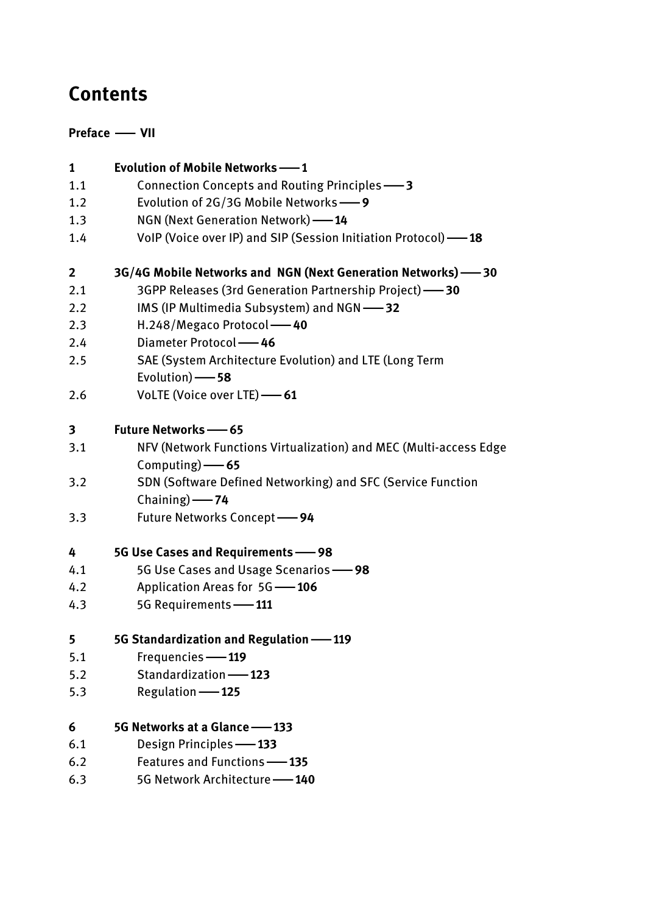# Contents

**Preface —— VII**

**1 Evolution of Mobile Networks —— 1**

1.1 Connection Concepts and Routing Principles —— **3**

1.2 Evolution of 2G/3G Mobile Networks —— **9**

1.3 NGN (Next Generation Network) —— **14**

1.4 VoIP (Voice over IP) and SIP (Session Initiation Protocol) —— **18**

**2 3G/4G Mobile Networks and NGN (Next Generation Networks) —— 30**

2.1 3GPP Releases (3rd Generation Partnership Project) —— **30**

2.2 IMS (IP Multimedia Subsystem) and NGN —— **32**

2.3 H.248/Megaco Protocol —— **40**

2.4 Diameter Protocol —— **46**

2.5 SAE (System Architecture Evolution) and LTE (Long Term Evolution) —— **58**

2.6 VoLTE (Voice over LTE) —— **61**

**3 Future Networks —— 65**

3.1 NFV (Network Functions Virtualization) and MEC (Multi-access Edge Computing) —— **65**

3.2 SDN (Software Defined Networking) and SFC (Service Function Chaining) —— **74**

3.3 Future Networks Concept —— **94**

**4 5G Use Cases and Requirements —— 98**

4.1 5G Use Cases and Usage Scenarios —— **98**

4.2 Application Areas for 5G —— **106**

4.3 5G Requirements —— **111**

**5 5G Standardization and Regulation —— 119**

5.1 Frequencies —— **119**

5.2 Standardization —— **123**

5.3 Regulation —— **125**

**6 5G Networks at a Glance —— 133**

6.1 Design Principles —— **133**

6.2 Features and Functions —— **135**

6.3 5G Network Architecture —— **140**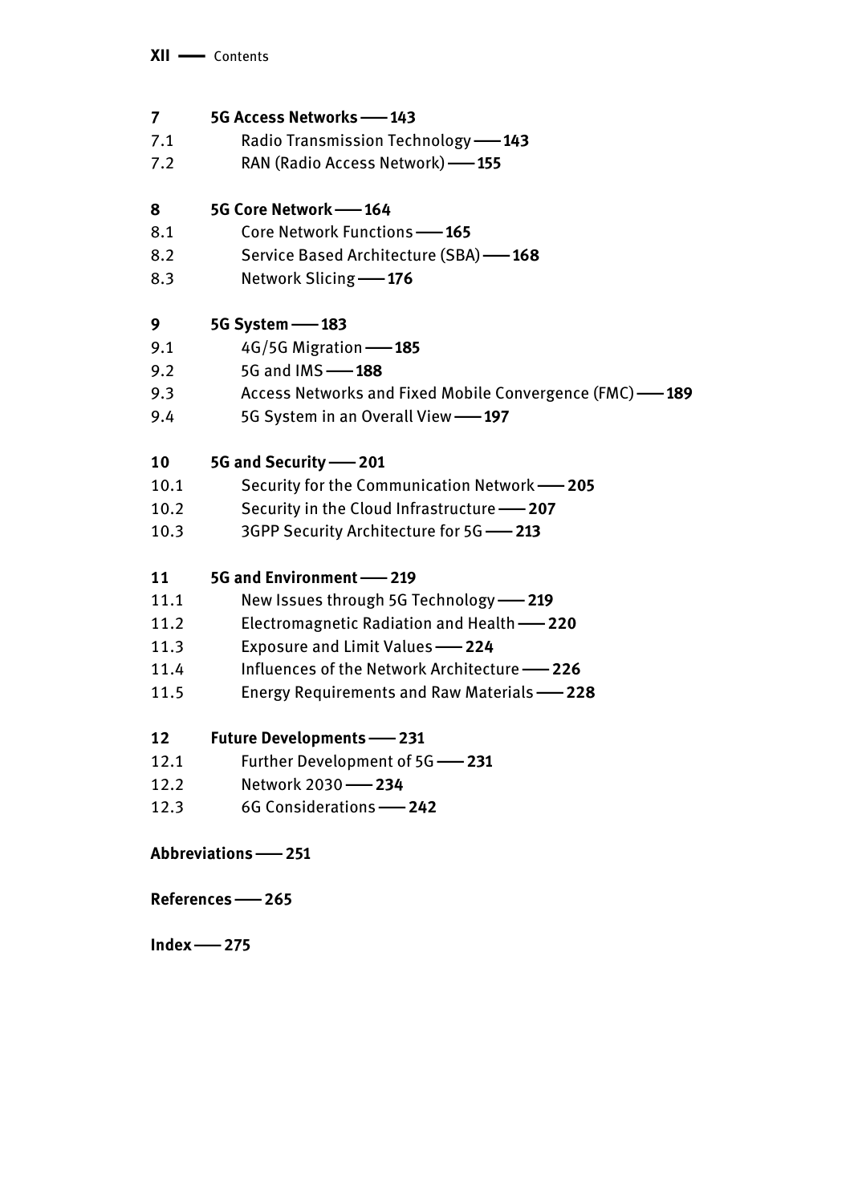**7 5G Access Networks —— 143**

7.1 Radio Transmission Technology —— **143**

7.2 RAN (Radio Access Network) —— **155**

**8 5G Core Network —— 164**

8.1 Core Network Functions —— **165**

8.2 Service Based Architecture (SBA) —— **168**

8.3 Network Slicing —— **176**

**9 5G System —— 183**

9.1 4G/5G Migration —— **185**

9.2 5G and IMS —— **188**

9.3 Access Networks and Fixed Mobile Convergence (FMC) —— **189**

9.4 5G System in an Overall View —— **197**

**10 5G and Security —— 201**

10.1 Security for the Communication Network —— **205**

10.2 Security in the Cloud Infrastructure —— **207**

10.3 3GPP Security Architecture for 5G —— **213**

**11 5G and Environment —— 219**

11.1 New Issues through 5G Technology —— **219**

11.2 Electromagnetic Radiation and Health —— **220**

11.3 Exposure and Limit Values —— **224**

11.4 Influences of the Network Architecture —— **226**

11.5 Energy Requirements and Raw Materials —— **228**

**12 Future Developments —— 231**

12.1 Further Development of 5G —— **231**

12.2 Network 2030 —— **234**

12.3 6G Considerations —— **242**

**Abbreviations —— 251**

**References —— 265**

**Index —— 275**